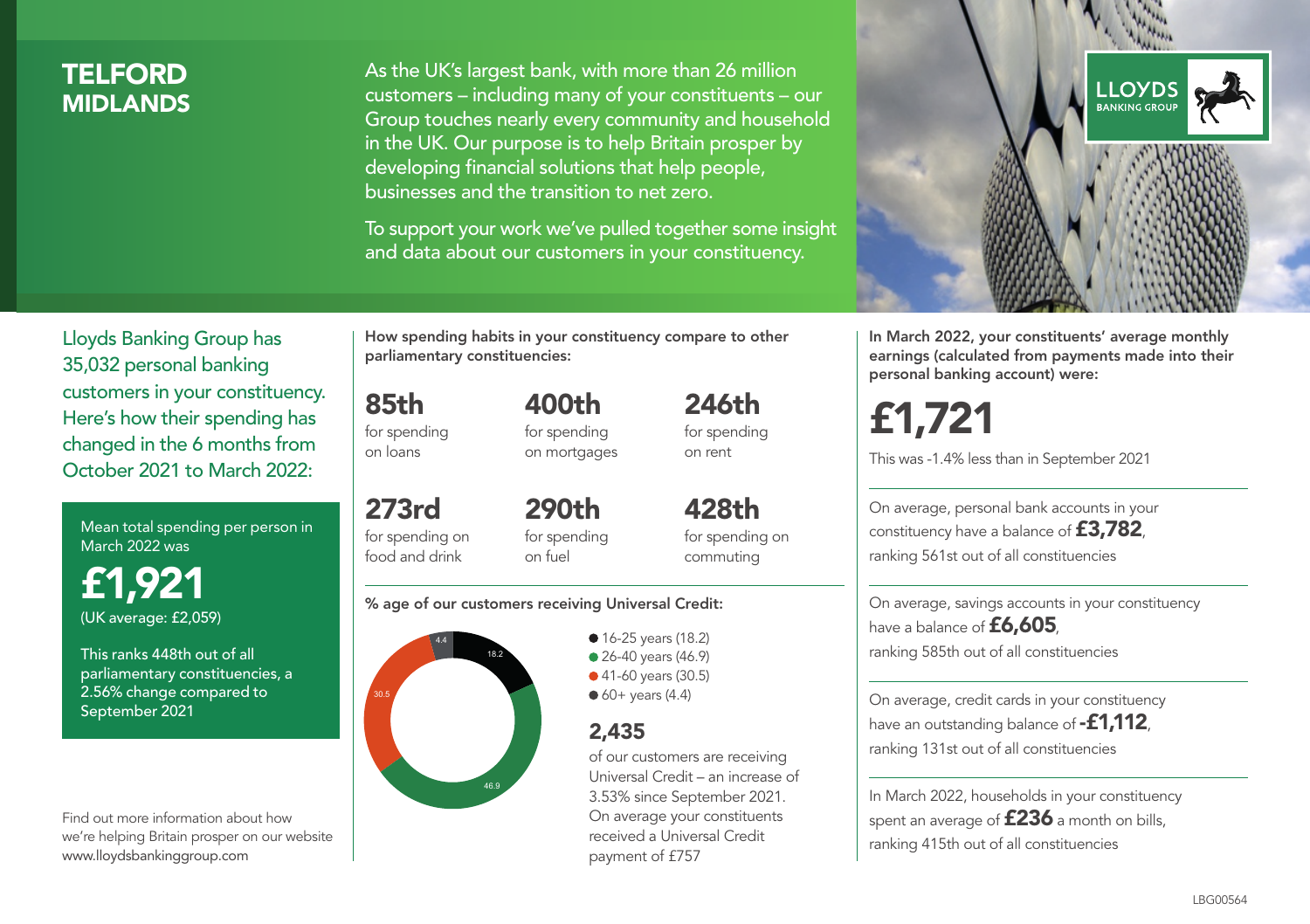# TELFORD
## MIDLANDS

As the UK's largest bank, with more than 26 million customers – including many of your constituents – our Group touches nearly every community and household in the UK. Our purpose is to help Britain prosper by developing financial solutions that help people, businesses and the transition to net zero.

To support your work we've pulled together some insight and data about our customers in your constituency.

LLOYDS BANKING GROUP

Lloyds Banking Group has 35,032 personal banking customers in your constituency. Here's how their spending has changed in the 6 months from October 2021 to March 2022:

Mean total spending per person in March 2022 was

**£1,921**
(UK average: £2,059)

This ranks 448th out of all parliamentary constituencies, a 2.56% change compared to September 2021

Find out more information about how we're helping Britain prosper on our website www.lloydsbankinggroup.com

**How spending habits in your constituency compare to other parliamentary constituencies:**

**85th** for spending on loans

**400th** for spending on mortgages

**246th** for spending on rent

**273rd** for spending on food and drink

**290th** for spending on fuel

**428th** for spending on commuting

**% age of our customers receiving Universal Credit:**

- 16-25 years (18.2)
- 26-40 years (46.9)
- 41-60 years (30.5)
- 60+ years (4.4)

**2,435** of our customers are receiving Universal Credit – an increase of 3.53% since September 2021. On average your constituents received a Universal Credit payment of £757

**In March 2022, your constituents' average monthly earnings (calculated from payments made into their personal banking account) were:**

**£1,721**

This was -1.4% less than in September 2021

On average, personal bank accounts in your constituency have a balance of **£3,782**, ranking 561st out of all constituencies

On average, savings accounts in your constituency have a balance of **£6,605**, ranking 585th out of all constituencies

On average, credit cards in your constituency have an outstanding balance of **-£1,112**, ranking 131st out of all constituencies

In March 2022, households in your constituency spent an average of **£236** a month on bills, ranking 415th out of all constituencies

LBG00564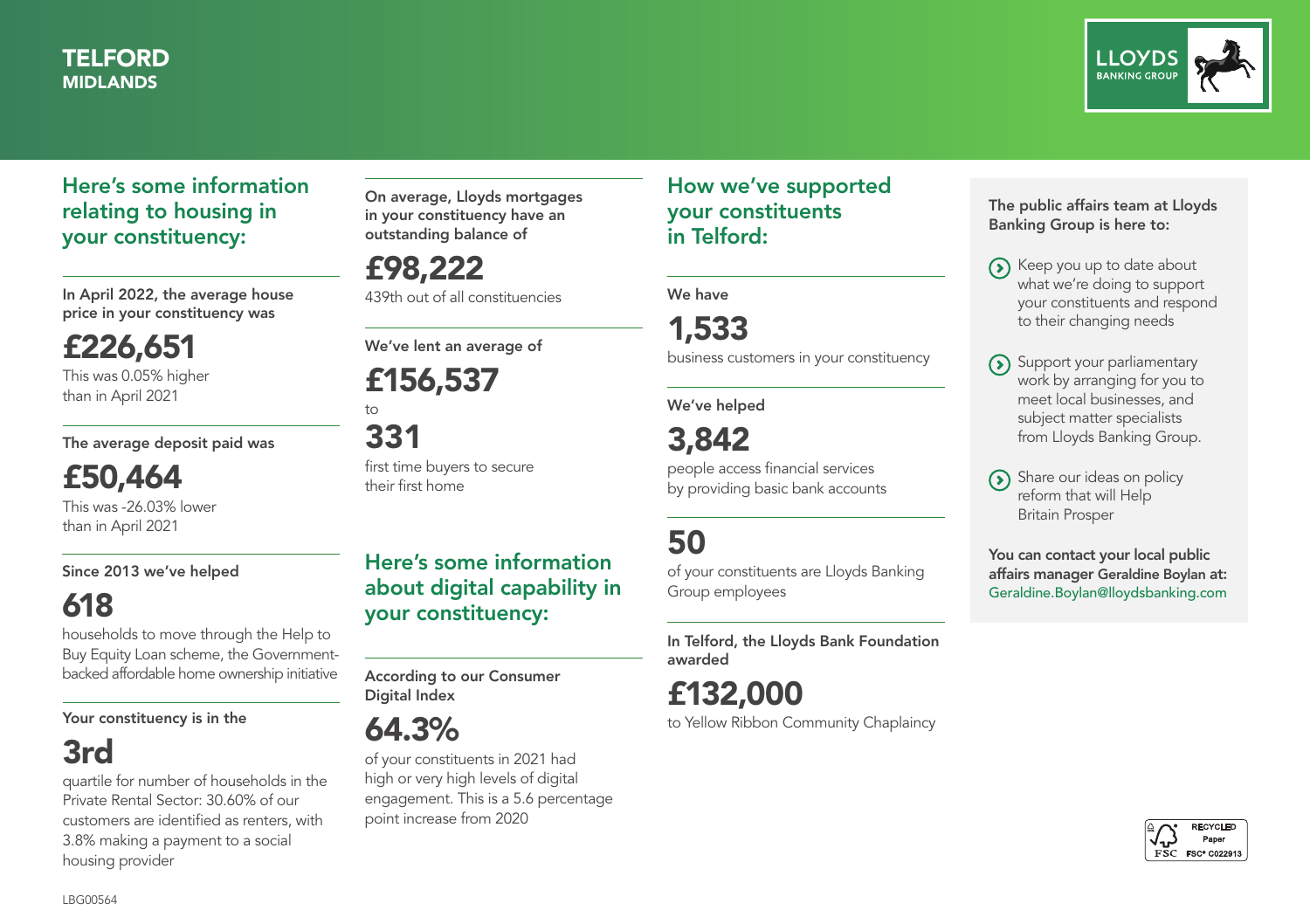# TELFORD
## MIDLANDS

LLOYDS BANKING GROUP

## Here's some information relating to housing in your constituency:

**In April 2022, the average house price in your constituency was**

**£226,651**

This was 0.05% higher than in April 2021

**The average deposit paid was**

**£50,464**

This was -26.03% lower than in April 2021

**Since 2013 we've helped**

**618**

households to move through the Help to Buy Equity Loan scheme, the Government-backed affordable home ownership initiative

**Your constituency is in the**

**3rd**

quartile for number of households in the Private Rental Sector: 30.60% of our customers are identified as renters, with 3.8% making a payment to a social housing provider

**On average, Lloyds mortgages in your constituency have an outstanding balance of**

**£98,222**

439th out of all constituencies

**We've lent an average of**

**£156,537**

to

**331**

first time buyers to secure their first home

## Here's some information about digital capability in your constituency:

**According to our Consumer Digital Index**

**64.3%**

of your constituents in 2021 had high or very high levels of digital engagement. This is a 5.6 percentage point increase from 2020

## How we've supported your constituents in Telford:

**We have**

**1,533**

business customers in your constituency

**We've helped**

**3,842**

people access financial services by providing basic bank accounts

**50**

of your constituents are Lloyds Banking Group employees

**In Telford, the Lloyds Bank Foundation awarded**

**£132,000**

to Yellow Ribbon Community Chaplaincy

**The public affairs team at Lloyds Banking Group is here to:**

- Keep you up to date about what we're doing to support your constituents and respond to their changing needs
- Support your parliamentary work by arranging for you to meet local businesses, and subject matter specialists from Lloyds Banking Group.
- Share our ideas on policy reform that will Help Britain Prosper

**You can contact your local public affairs manager Geraldine Boylan at:**
Geraldine.Boylan@lloydsbanking.com

RECYCLED Paper FSC FSC® C022913

LBG00564